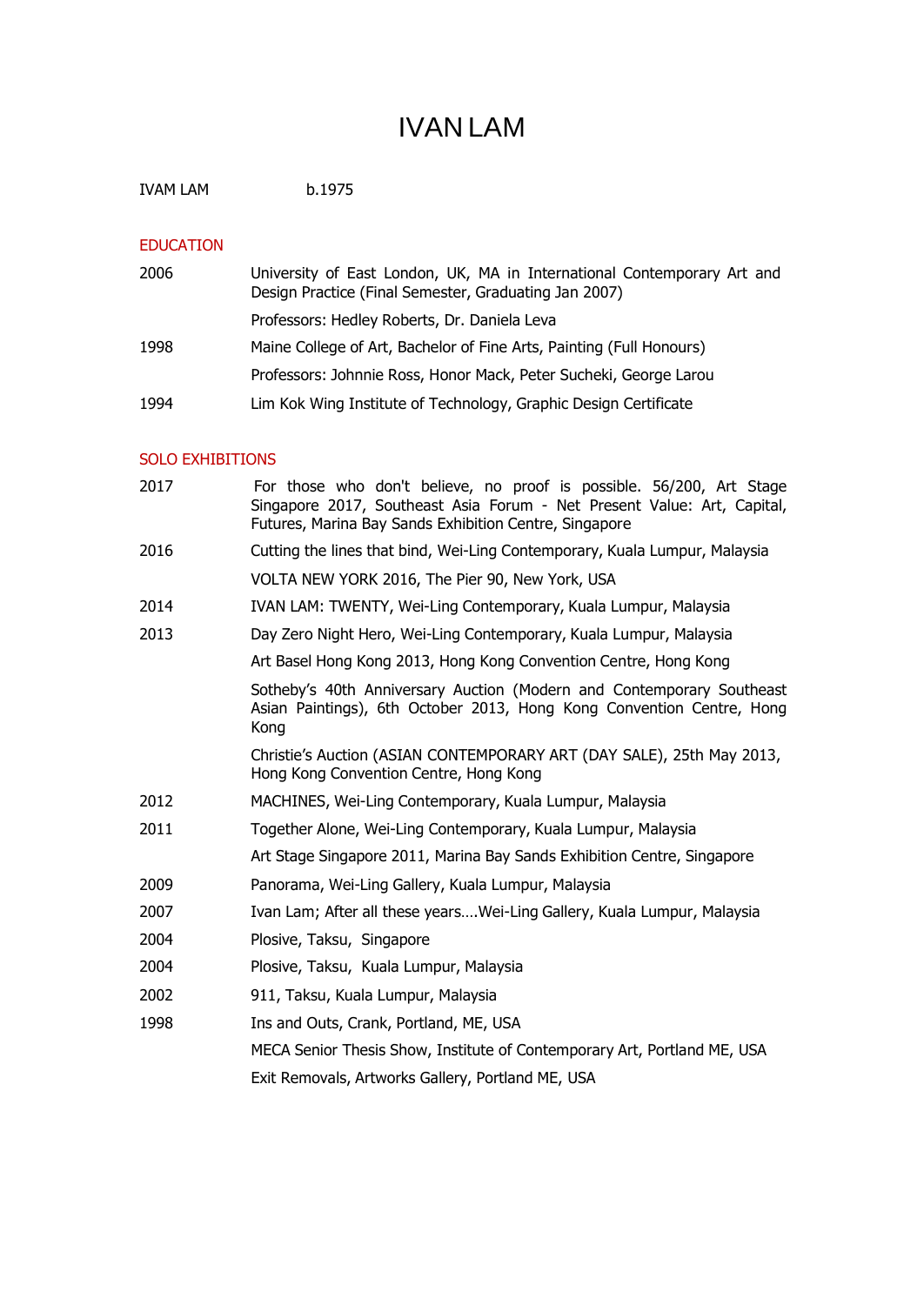# IVAN LAM

IVAM LAM b.1975

## EDUCATION

| | |
|---|---|
| 2006 | University of East London, UK, MA in International Contemporary Art and Design Practice (Final Semester, Graduating Jan 2007) |
| | Professors: Hedley Roberts, Dr. Daniela Leva |
| 1998 | Maine College of Art, Bachelor of Fine Arts, Painting (Full Honours) |
| | Professors: Johnnie Ross, Honor Mack, Peter Sucheki, George Larou |
| 1994 | Lim Kok Wing Institute of Technology, Graphic Design Certificate |

## SOLO EXHIBITIONS

| | |
|---|---|
| 2017 | For those who don't believe, no proof is possible. 56/200, Art Stage Singapore 2017, Southeast Asia Forum - Net Present Value: Art, Capital, Futures, Marina Bay Sands Exhibition Centre, Singapore |
| 2016 | Cutting the lines that bind, Wei-Ling Contemporary, Kuala Lumpur, Malaysia |
| | VOLTA NEW YORK 2016, The Pier 90, New York, USA |
| 2014 | IVAN LAM: TWENTY, Wei-Ling Contemporary, Kuala Lumpur, Malaysia |
| 2013 | Day Zero Night Hero, Wei-Ling Contemporary, Kuala Lumpur, Malaysia |
| | Art Basel Hong Kong 2013, Hong Kong Convention Centre, Hong Kong |
| | Sotheby's 40th Anniversary Auction (Modern and Contemporary Southeast Asian Paintings), 6th October 2013, Hong Kong Convention Centre, Hong Kong |
| | Christie's Auction (ASIAN CONTEMPORARY ART (DAY SALE), 25th May 2013, Hong Kong Convention Centre, Hong Kong |
| 2012 | MACHINES, Wei-Ling Contemporary, Kuala Lumpur, Malaysia |
| 2011 | Together Alone, Wei-Ling Contemporary, Kuala Lumpur, Malaysia |
| | Art Stage Singapore 2011, Marina Bay Sands Exhibition Centre, Singapore |
| 2009 | Panorama, Wei-Ling Gallery, Kuala Lumpur, Malaysia |
| 2007 | Ivan Lam; After all these years….Wei-Ling Gallery, Kuala Lumpur, Malaysia |
| 2004 | Plosive, Taksu, Singapore |
| 2004 | Plosive, Taksu, Kuala Lumpur, Malaysia |
| 2002 | 911, Taksu, Kuala Lumpur, Malaysia |
| 1998 | Ins and Outs, Crank, Portland, ME, USA |
| | MECA Senior Thesis Show, Institute of Contemporary Art, Portland ME, USA |
| | Exit Removals, Artworks Gallery, Portland ME, USA |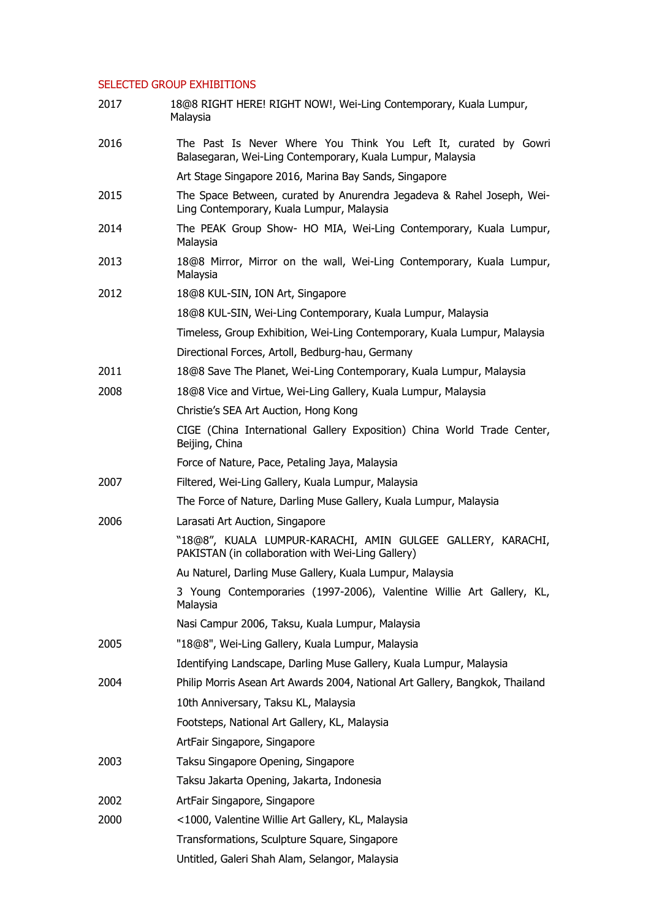## SELECTED GROUP EXHIBITIONS

**2017**

- 18@8 RIGHT HERE! RIGHT NOW!, Wei-Ling Contemporary, Kuala Lumpur, Malaysia

**2016**

- The Past Is Never Where You Think You Left It, curated by Gowri Balasegaran, Wei-Ling Contemporary, Kuala Lumpur, Malaysia
- Art Stage Singapore 2016, Marina Bay Sands, Singapore

**2015**

- The Space Between, curated by Anurendra Jegadeva & Rahel Joseph, Wei-Ling Contemporary, Kuala Lumpur, Malaysia

**2014**

- The PEAK Group Show- HO MIA, Wei-Ling Contemporary, Kuala Lumpur, Malaysia

**2013**

- 18@8 Mirror, Mirror on the wall, Wei-Ling Contemporary, Kuala Lumpur, Malaysia

**2012**

- 18@8 KUL-SIN, ION Art, Singapore
- 18@8 KUL-SIN, Wei-Ling Contemporary, Kuala Lumpur, Malaysia
- Timeless, Group Exhibition, Wei-Ling Contemporary, Kuala Lumpur, Malaysia
- Directional Forces, Artoll, Bedburg-hau, Germany

**2011**

- 18@8 Save The Planet, Wei-Ling Contemporary, Kuala Lumpur, Malaysia

**2008**

- 18@8 Vice and Virtue, Wei-Ling Gallery, Kuala Lumpur, Malaysia
- Christie's SEA Art Auction, Hong Kong
- CIGE (China International Gallery Exposition) China World Trade Center, Beijing, China
- Force of Nature, Pace, Petaling Jaya, Malaysia

**2007**

- Filtered, Wei-Ling Gallery, Kuala Lumpur, Malaysia
- The Force of Nature, Darling Muse Gallery, Kuala Lumpur, Malaysia

**2006**

- Larasati Art Auction, Singapore
- "18@8", KUALA LUMPUR-KARACHI, AMIN GULGEE GALLERY, KARACHI, PAKISTAN (in collaboration with Wei-Ling Gallery)
- Au Naturel, Darling Muse Gallery, Kuala Lumpur, Malaysia
- 3 Young Contemporaries (1997-2006), Valentine Willie Art Gallery, KL, Malaysia
- Nasi Campur 2006, Taksu, Kuala Lumpur, Malaysia

**2005**

- "18@8", Wei-Ling Gallery, Kuala Lumpur, Malaysia
- Identifying Landscape, Darling Muse Gallery, Kuala Lumpur, Malaysia

**2004**

- Philip Morris Asean Art Awards 2004, National Art Gallery, Bangkok, Thailand
- 10th Anniversary, Taksu KL, Malaysia
- Footsteps, National Art Gallery, KL, Malaysia
- ArtFair Singapore, Singapore

**2003**

- Taksu Singapore Opening, Singapore
- Taksu Jakarta Opening, Jakarta, Indonesia

**2002**

- ArtFair Singapore, Singapore

**2000**

- <1000, Valentine Willie Art Gallery, KL, Malaysia
- Transformations, Sculpture Square, Singapore
- Untitled, Galeri Shah Alam, Selangor, Malaysia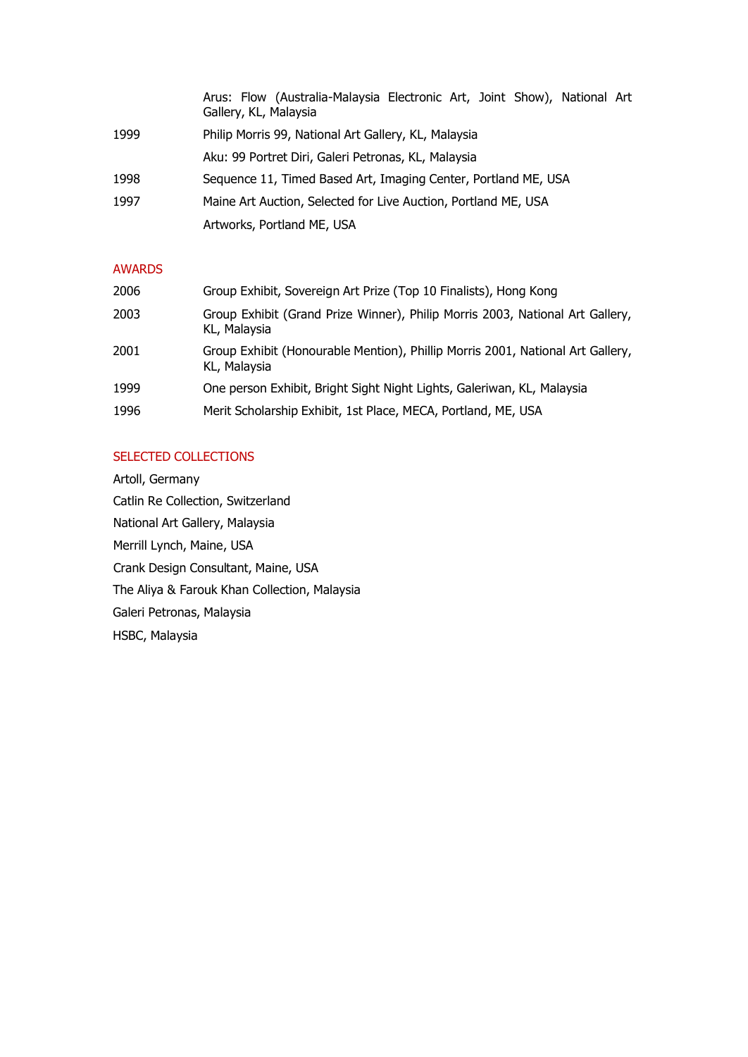| | |
|---|---|
| | Arus: Flow (Australia-Malaysia Electronic Art, Joint Show), National Art Gallery, KL, Malaysia |
| 1999 | Philip Morris 99, National Art Gallery, KL, Malaysia |
| | Aku: 99 Portret Diri, Galeri Petronas, KL, Malaysia |
| 1998 | Sequence 11, Timed Based Art, Imaging Center, Portland ME, USA |
| 1997 | Maine Art Auction, Selected for Live Auction, Portland ME, USA |
| | Artworks, Portland ME, USA |

## AWARDS

| | |
|---|---|
| 2006 | Group Exhibit, Sovereign Art Prize (Top 10 Finalists), Hong Kong |
| 2003 | Group Exhibit (Grand Prize Winner), Philip Morris 2003, National Art Gallery, KL, Malaysia |
| 2001 | Group Exhibit (Honourable Mention), Phillip Morris 2001, National Art Gallery, KL, Malaysia |
| 1999 | One person Exhibit, Bright Sight Night Lights, Galeriwan, KL, Malaysia |
| 1996 | Merit Scholarship Exhibit, 1st Place, MECA, Portland, ME, USA |

## SELECTED COLLECTIONS

Artoll, Germany

Catlin Re Collection, Switzerland

National Art Gallery, Malaysia

Merrill Lynch, Maine, USA

Crank Design Consultant, Maine, USA

The Aliya & Farouk Khan Collection, Malaysia

Galeri Petronas, Malaysia

HSBC, Malaysia